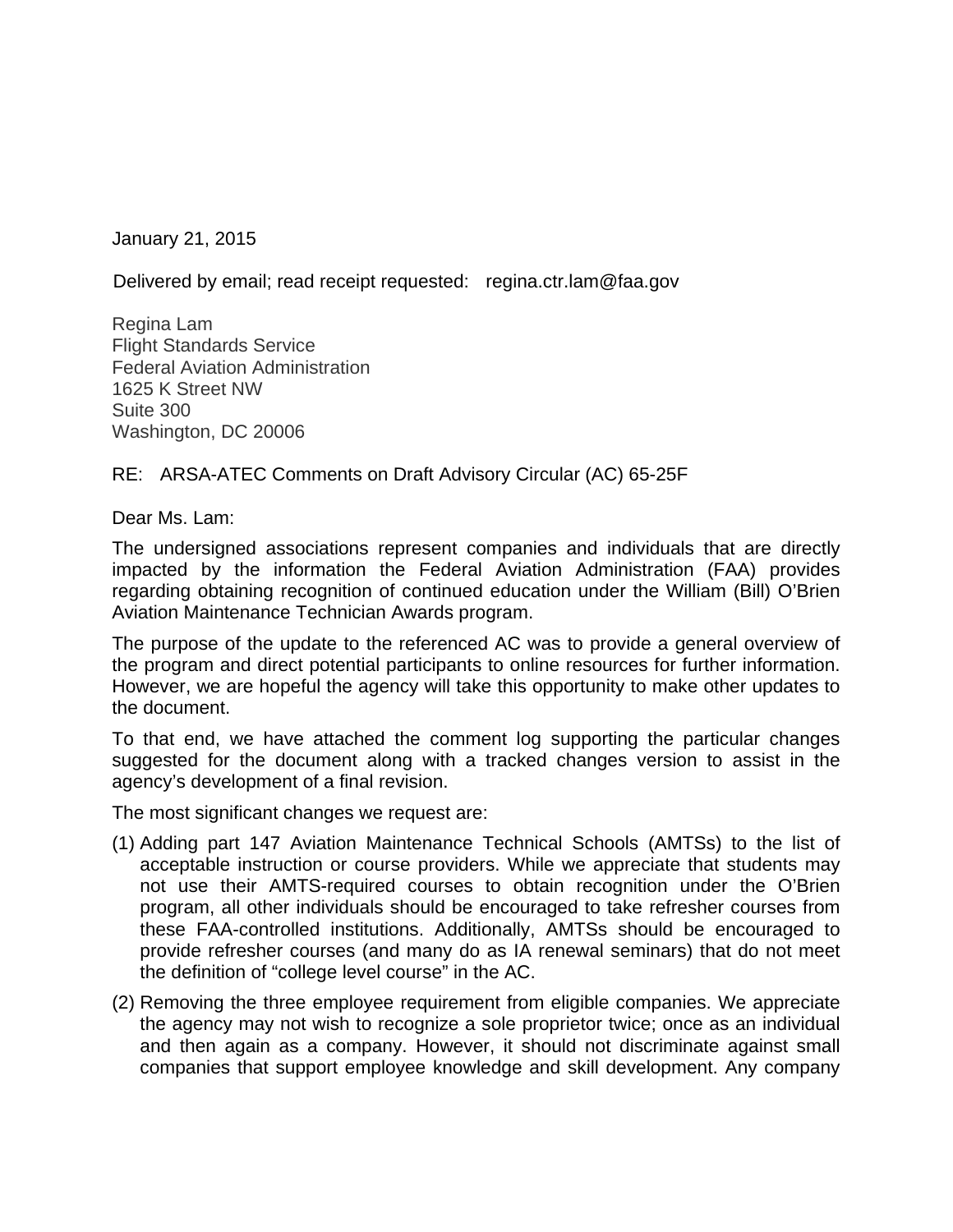January 21, 2015

Delivered by email; read receipt requested: regina.ctr.lam@faa.gov

Regina Lam  
Flight Standards Service  
Federal Aviation Administration  
1625 K Street NW  
Suite 300  
Washington, DC 20006

RE: ARSA-ATEC Comments on Draft Advisory Circular (AC) 65-25F

Dear Ms. Lam:

The undersigned associations represent companies and individuals that are directly impacted by the information the Federal Aviation Administration (FAA) provides regarding obtaining recognition of continued education under the William (Bill) O'Brien Aviation Maintenance Technician Awards program.

The purpose of the update to the referenced AC was to provide a general overview of the program and direct potential participants to online resources for further information. However, we are hopeful the agency will take this opportunity to make other updates to the document.

To that end, we have attached the comment log supporting the particular changes suggested for the document along with a tracked changes version to assist in the agency's development of a final revision.

The most significant changes we request are:

(1) Adding part 147 Aviation Maintenance Technical Schools (AMTSs) to the list of acceptable instruction or course providers. While we appreciate that students may not use their AMTS-required courses to obtain recognition under the O'Brien program, all other individuals should be encouraged to take refresher courses from these FAA-controlled institutions. Additionally, AMTSs should be encouraged to provide refresher courses (and many do as IA renewal seminars) that do not meet the definition of "college level course" in the AC.

(2) Removing the three employee requirement from eligible companies. We appreciate the agency may not wish to recognize a sole proprietor twice; once as an individual and then again as a company. However, it should not discriminate against small companies that support employee knowledge and skill development. Any company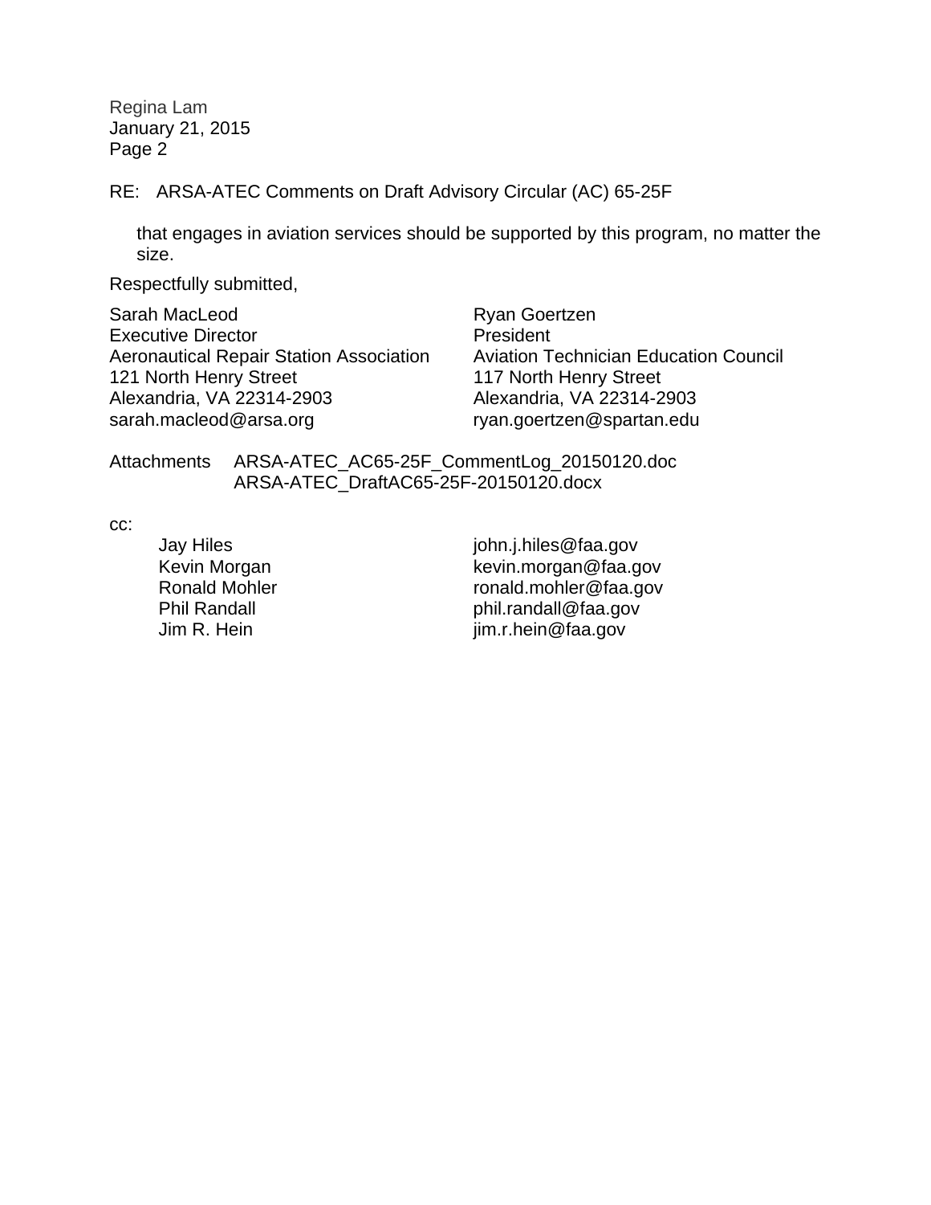that engages in aviation services should be supported by this program, no matter the size.

Respectfully submitted,

Sarah MacLeod
Executive Director
Aeronautical Repair Station Association
121 North Henry Street
Alexandria, VA 22314-2903
sarah.macleod@arsa.org

Ryan Goertzen
President
Aviation Technician Education Council
117 North Henry Street
Alexandria, VA 22314-2903
ryan.goertzen@spartan.edu

Attachments ARSA-ATEC_AC65-25F_CommentLog_20150120.doc
ARSA-ATEC_DraftAC65-25F-20150120.docx

cc:

| | |
|---|---|
| Jay Hiles | john.j.hiles@faa.gov |
| Kevin Morgan | kevin.morgan@faa.gov |
| Ronald Mohler | ronald.mohler@faa.gov |
| Phil Randall | phil.randall@faa.gov |
| Jim R. Hein | jim.r.hein@faa.gov |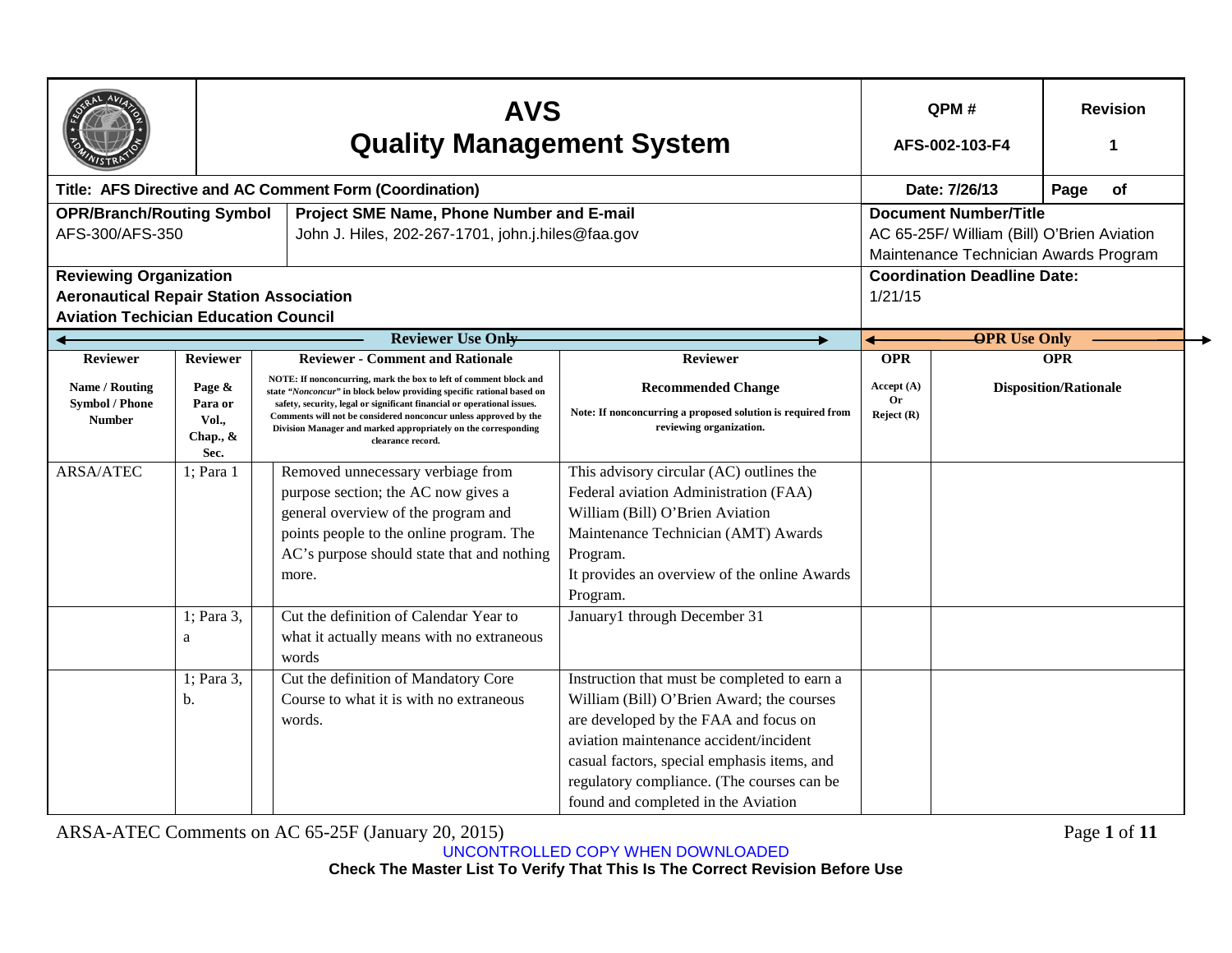| | **AVS Quality Management System** | **QPM #** AFS-002-103-F4 | **Revision** 1 |
|---|---|---|---|
| **Title: AFS Directive and AC Comment Form (Coordination)** | | **Date: 7/26/13** | **Page of** |

| **OPR/Branch/Routing Symbol** | **Project SME Name, Phone Number and E-mail** | **Document Number/Title** |
|---|---|---|
| AFS-300/AFS-350 | John J. Hiles, 202-267-1701, john.j.hiles@faa.gov | AC 65-25F/ William (Bill) O'Brien Aviation Maintenance Technician Awards Program |
| **Reviewing Organization** **Aeronautical Repair Station Association** **Aviation Techician Education Council** | | **Coordination Deadline Date:** 1/21/15 |

| **Reviewer Use Only** | | | | | **OPR Use Only** | |
|---|---|---|---|---|---|---|
| **Reviewer** **Name / Routing Symbol / Phone Number** | **Reviewer** **Page & Para or Vol., Chap., & Sec.** | | **Reviewer - Comment and Rationale** NOTE: If nonconcurring, mark the box to left of comment block and state *"Nonconcur"* in block below providing specific rational based on safety, security, legal or significant financial or operational issues. Comments will not be considered nonconcur unless approved by the Division Manager and marked appropriately on the corresponding clearance record. | **Reviewer** **Recommended Change** Note: If nonconcurring a proposed solution is required from reviewing organization. | **OPR** **Accept (A) Or Reject (R)** | **OPR** **Disposition/Rationale** |
| ARSA/ATEC | 1; Para 1 | | Removed unnecessary verbiage from purpose section; the AC now gives a general overview of the program and points people to the online program. The AC's purpose should state that and nothing more. | This advisory circular (AC) outlines the Federal aviation Administration (FAA) William (Bill) O'Brien Aviation Maintenance Technician (AMT) Awards Program. It provides an overview of the online Awards Program. | | |
| | 1; Para 3, a | | Cut the definition of Calendar Year to what it actually means with no extraneous words | January1 through December 31 | | |
| | 1; Para 3, b. | | Cut the definition of Mandatory Core Course to what it is with no extraneous words. | Instruction that must be completed to earn a William (Bill) O'Brien Award; the courses are developed by the FAA and focus on aviation maintenance accident/incident casual factors, special emphasis items, and regulatory compliance. (The courses can be found and completed in the Aviation | | |

ARSA-ATEC Comments on AC 65-25F (January 20, 2015)

UNCONTROLLED COPY WHEN DOWNLOADED

**Check The Master List To Verify That This Is The Correct Revision Before Use**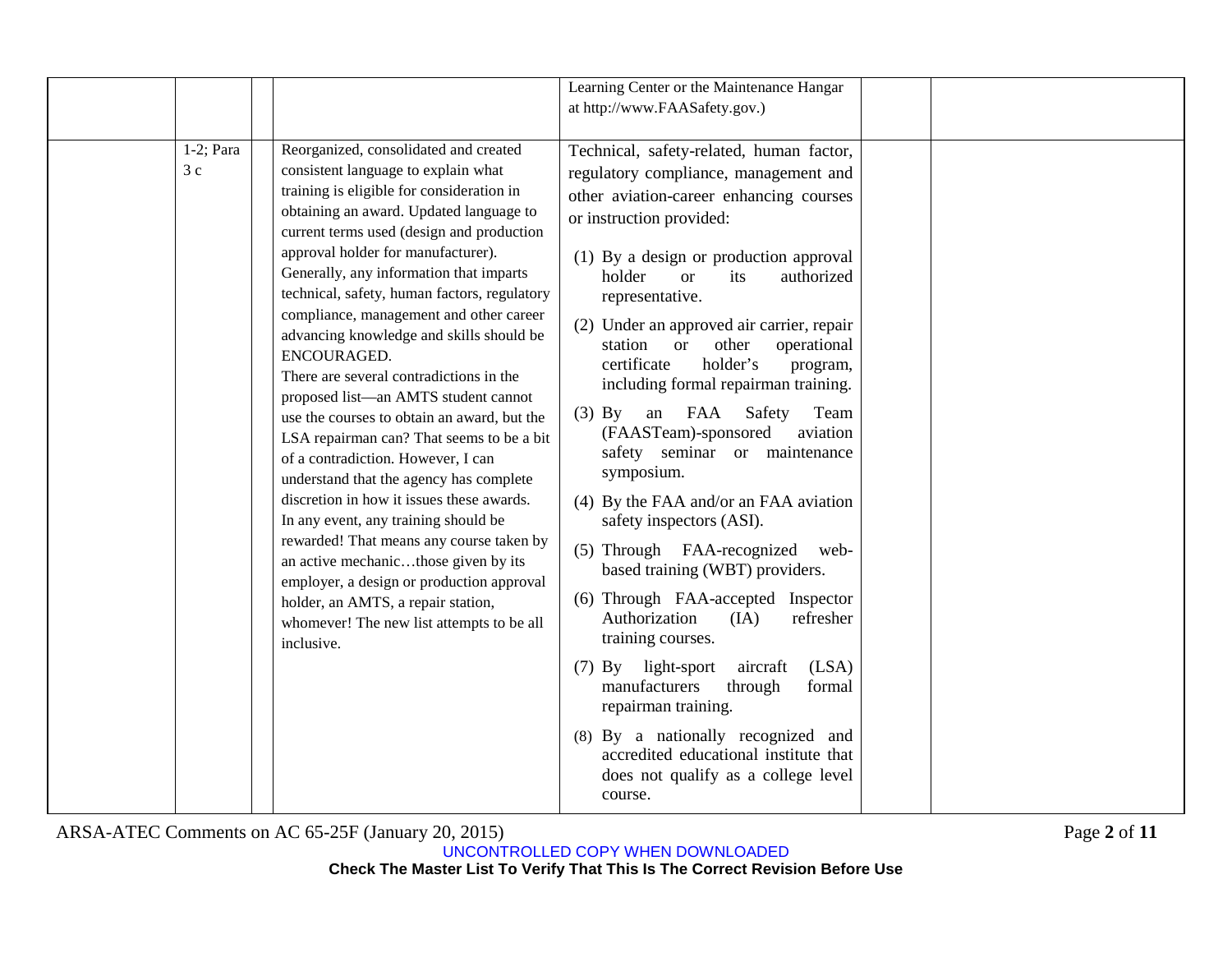| | | | | | | |
|---|---|---|---|---|---|---|
| | | | | Learning Center or the Maintenance Hangar at http://www.FAASafety.gov.) | | |
| | 1-2; Para 3 c | | Reorganized, consolidated and created consistent language to explain what training is eligible for consideration in obtaining an award. Updated language to current terms used (design and production approval holder for manufacturer). Generally, any information that imparts technical, safety, human factors, regulatory compliance, management and other career advancing knowledge and skills should be ENCOURAGED.<br>There are several contradictions in the proposed list—an AMTS student cannot use the courses to obtain an award, but the LSA repairman can? That seems to be a bit of a contradiction. However, I can understand that the agency has complete discretion in how it issues these awards. In any event, any training should be rewarded! That means any course taken by an active mechanic…those given by its employer, a design or production approval holder, an AMTS, a repair station, whomever! The new list attempts to be all inclusive. | Technical, safety-related, human factor, regulatory compliance, management and other aviation-career enhancing courses or instruction provided:<br>(1) By a design or production approval holder or its authorized representative.<br>(2) Under an approved air carrier, repair station or other operational certificate holder's program, including formal repairman training.<br>(3) By an FAA Safety Team (FAASTeam)-sponsored aviation safety seminar or maintenance symposium.<br>(4) By the FAA and/or an FAA aviation safety inspectors (ASI).<br>(5) Through FAA-recognized web-based training (WBT) providers.<br>(6) Through FAA-accepted Inspector Authorization (IA) refresher training courses.<br>(7) By light-sport aircraft (LSA) manufacturers through formal repairman training.<br>(8) By a nationally recognized and accredited educational institute that does not qualify as a college level course. | | |

ARSA-ATEC Comments on AC 65-25F (January 20, 2015)

UNCONTROLLED COPY WHEN DOWNLOADED

**Check The Master List To Verify That This Is The Correct Revision Before Use**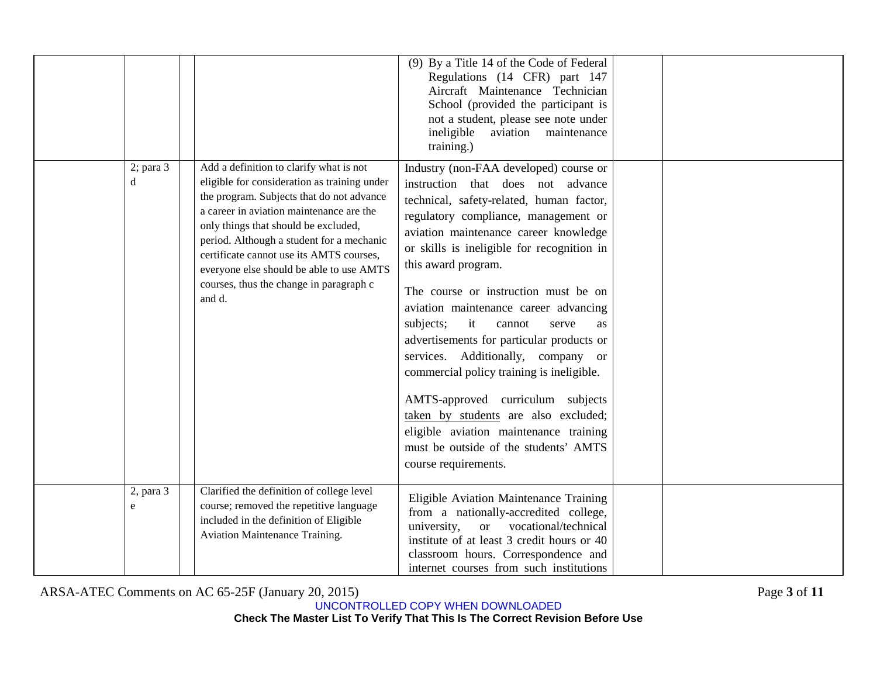| | | | | | | |
|---|---|---|---|---|---|---|
| | | | | (9) By a Title 14 of the Code of Federal Regulations (14 CFR) part 147 Aircraft Maintenance Technician School (provided the participant is not a student, please see note under ineligible aviation maintenance training.) | | |
| | 2; para 3 d | | Add a definition to clarify what is not eligible for consideration as training under the program. Subjects that do not advance a career in aviation maintenance are the only things that should be excluded, period. Although a student for a mechanic certificate cannot use its AMTS courses, everyone else should be able to use AMTS courses, thus the change in paragraph c and d. | Industry (non-FAA developed) course or instruction that does not advance technical, safety-related, human factor, regulatory compliance, management or aviation maintenance career knowledge or skills is ineligible for recognition in this award program.<br><br>The course or instruction must be on aviation maintenance career advancing subjects; it cannot serve as advertisements for particular products or services. Additionally, company or commercial policy training is ineligible.<br><br>AMTS-approved curriculum subjects <u>taken by students</u> are also excluded; eligible aviation maintenance training must be outside of the students' AMTS course requirements. | | |
| | 2, para 3 e | | Clarified the definition of college level course; removed the repetitive language included in the definition of Eligible Aviation Maintenance Training. | Eligible Aviation Maintenance Training from a nationally-accredited college, university, or vocational/technical institute of at least 3 credit hours or 40 classroom hours. Correspondence and internet courses from such institutions | | |

ARSA-ATEC Comments on AC 65-25F (January 20, 2015)

UNCONTROLLED COPY WHEN DOWNLOADED

**Check The Master List To Verify That This Is The Correct Revision Before Use**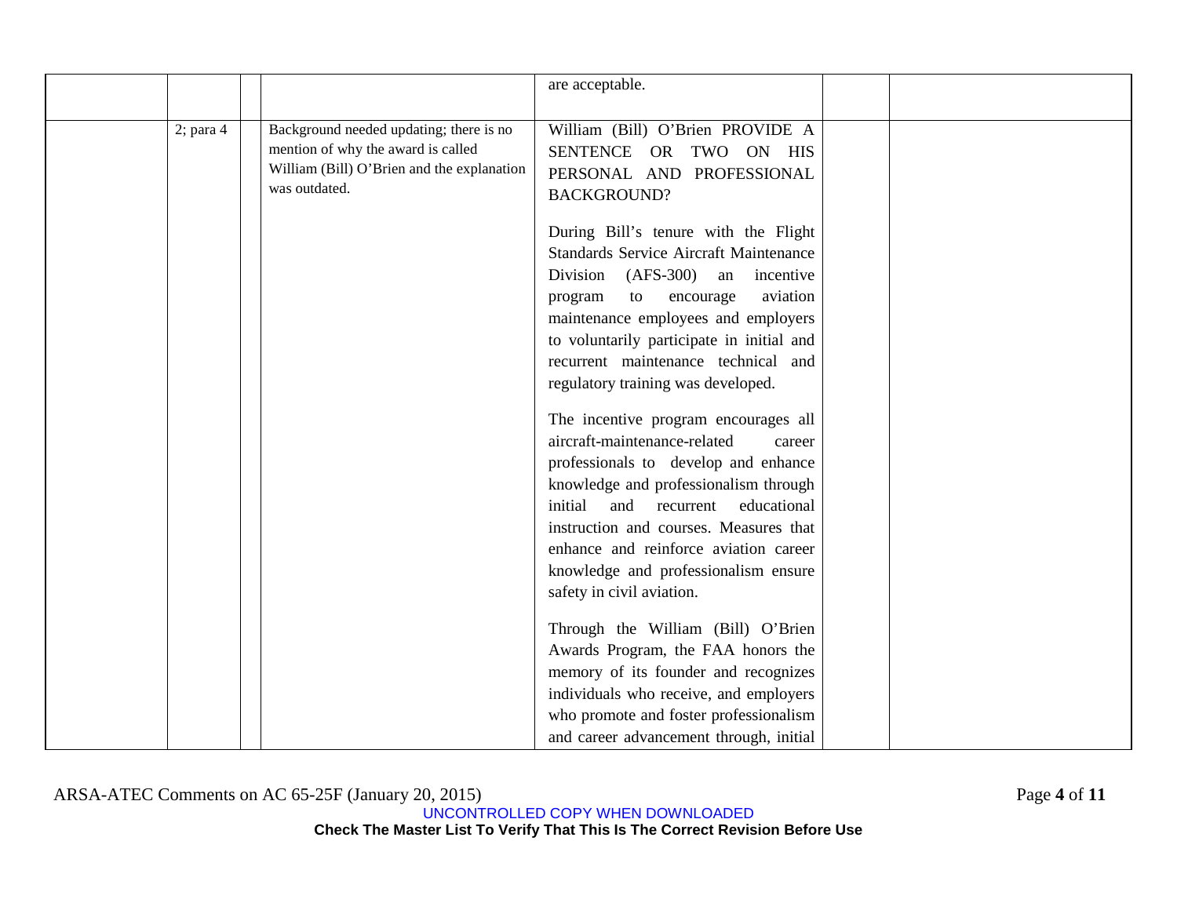|  |  |  |  | are acceptable. |  |  |
|---|---|---|---|---|---|---|
|  | 2; para 4 |  | Background needed updating; there is no mention of why the award is called William (Bill) O'Brien and the explanation was outdated. | William (Bill) O'Brien PROVIDE A SENTENCE OR TWO ON HIS PERSONAL AND PROFESSIONAL BACKGROUND?<br><br>During Bill's tenure with the Flight Standards Service Aircraft Maintenance Division (AFS-300) an incentive program to encourage aviation maintenance employees and employers to voluntarily participate in initial and recurrent maintenance technical and regulatory training was developed.<br><br>The incentive program encourages all aircraft-maintenance-related career professionals to develop and enhance knowledge and professionalism through initial and recurrent educational instruction and courses. Measures that enhance and reinforce aviation career knowledge and professionalism ensure safety in civil aviation.<br><br>Through the William (Bill) O'Brien Awards Program, the FAA honors the memory of its founder and recognizes individuals who receive, and employers who promote and foster professionalism and career advancement through, initial |  |  |

ARSA-ATEC Comments on AC 65-25F (January 20, 2015)

UNCONTROLLED COPY WHEN DOWNLOADED

**Check The Master List To Verify That This Is The Correct Revision Before Use**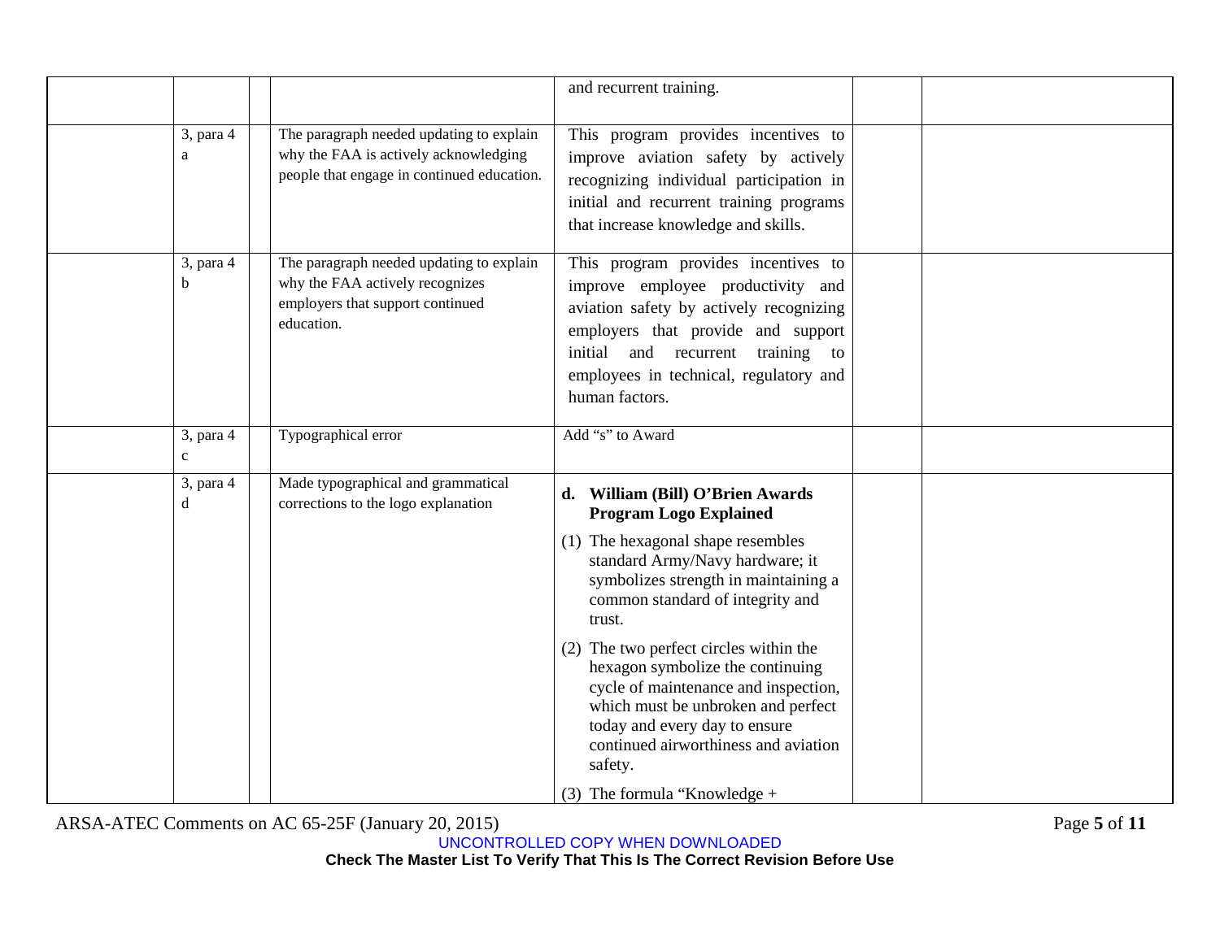| | | | | | | |
|---|---|---|---|---|---|---|
| | | | | and recurrent training. | | |
| | 3, para 4 a | | The paragraph needed updating to explain why the FAA is actively acknowledging people that engage in continued education. | This program provides incentives to improve aviation safety by actively recognizing individual participation in initial and recurrent training programs that increase knowledge and skills. | | |
| | 3, para 4 b | | The paragraph needed updating to explain why the FAA actively recognizes employers that support continued education. | This program provides incentives to improve employee productivity and aviation safety by actively recognizing employers that provide and support initial and recurrent training to employees in technical, regulatory and human factors. | | |
| | 3, para 4 c | | Typographical error | Add "s" to Award | | |
| | 3, para 4 d | | Made typographical and grammatical corrections to the logo explanation | **d. William (Bill) O'Brien Awards Program Logo Explained**<br><br>(1) The hexagonal shape resembles standard Army/Navy hardware; it symbolizes strength in maintaining a common standard of integrity and trust.<br><br>(2) The two perfect circles within the hexagon symbolize the continuing cycle of maintenance and inspection, which must be unbroken and perfect today and every day to ensure continued airworthiness and aviation safety.<br><br>(3) The formula "Knowledge + | | |

ARSA-ATEC Comments on AC 65-25F (January 20, 2015)

UNCONTROLLED COPY WHEN DOWNLOADED

**Check The Master List To Verify That This Is The Correct Revision Before Use**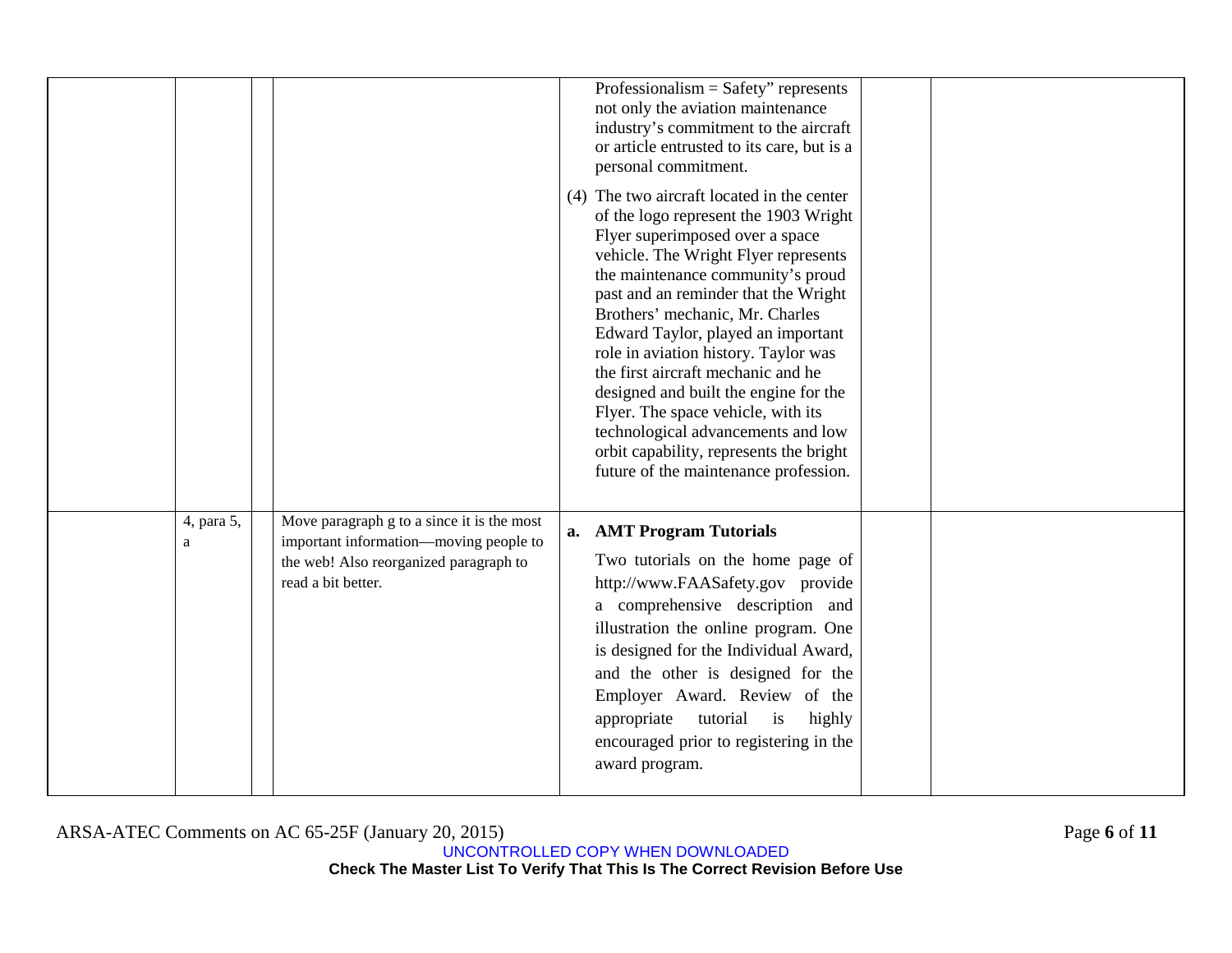|  |  |  |  |  |  |  |
|---|---|---|---|---|---|---|
|  |  |  |  | Professionalism = Safety" represents not only the aviation maintenance industry's commitment to the aircraft or article entrusted to its care, but is a personal commitment.<br><br>(4) The two aircraft located in the center of the logo represent the 1903 Wright Flyer superimposed over a space vehicle. The Wright Flyer represents the maintenance community's proud past and an reminder that the Wright Brothers' mechanic, Mr. Charles Edward Taylor, played an important role in aviation history. Taylor was the first aircraft mechanic and he designed and built the engine for the Flyer. The space vehicle, with its technological advancements and low orbit capability, represents the bright future of the maintenance profession. |  |  |
|  | 4, para 5, a |  | Move paragraph g to a since it is the most important information—moving people to the web! Also reorganized paragraph to read a bit better. | **a. AMT Program Tutorials**<br><br>Two tutorials on the home page of http://www.FAASafety.gov provide a comprehensive description and illustration the online program. One is designed for the Individual Award, and the other is designed for the Employer Award. Review of the appropriate tutorial is highly encouraged prior to registering in the award program. |  |  |

ARSA-ATEC Comments on AC 65-25F (January 20, 2015)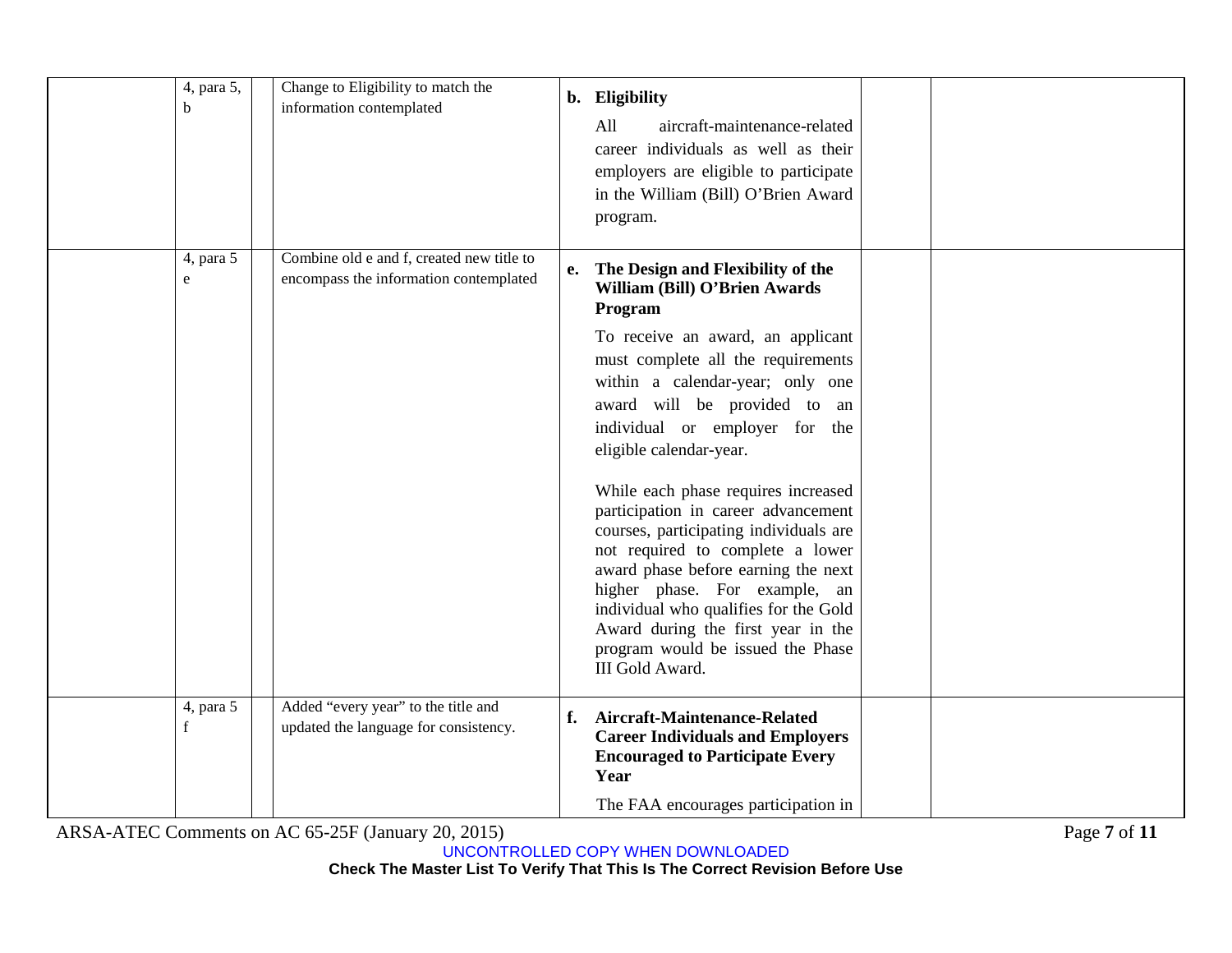| | | | | | |
|---|---|---|---|---|---|
| | 4, para 5, b | | Change to Eligibility to match the information contemplated | **b. Eligibility**<br><br>All aircraft-maintenance-related career individuals as well as their employers are eligible to participate in the William (Bill) O'Brien Award program. | | |
| | 4, para 5 e | | Combine old e and f, created new title to encompass the information contemplated | **e. The Design and Flexibility of the William (Bill) O'Brien Awards Program**<br><br>To receive an award, an applicant must complete all the requirements within a calendar-year; only one award will be provided to an individual or employer for the eligible calendar-year.<br><br>While each phase requires increased participation in career advancement courses, participating individuals are not required to complete a lower award phase before earning the next higher phase. For example, an individual who qualifies for the Gold Award during the first year in the program would be issued the Phase III Gold Award. | | |
| | 4, para 5 f | | Added "every year" to the title and updated the language for consistency. | **f. Aircraft-Maintenance-Related Career Individuals and Employers Encouraged to Participate Every Year**<br><br>The FAA encourages participation in | | |

ARSA-ATEC Comments on AC 65-25F (January 20, 2015)

UNCONTROLLED COPY WHEN DOWNLOADED

**Check The Master List To Verify That This Is The Correct Revision Before Use**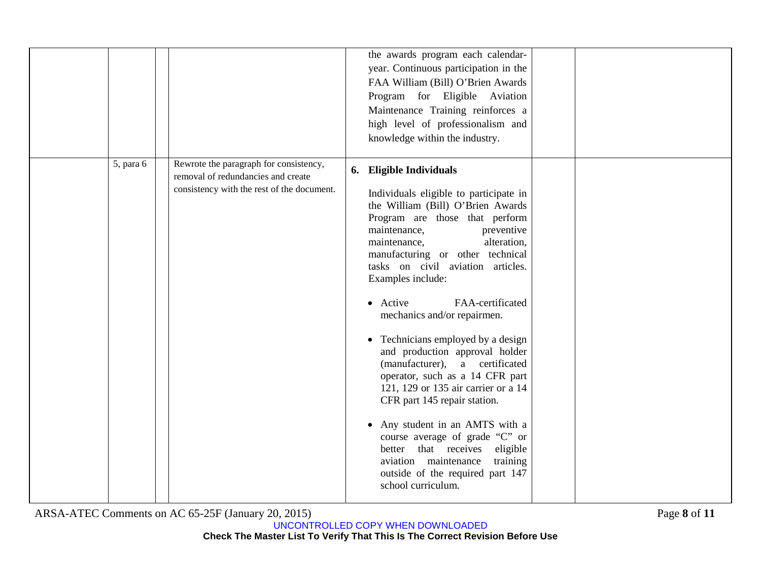| | | | | | | |
|---|---|---|---|---|---|---|
| | | | | the awards program each calendar-year. Continuous participation in the FAA William (Bill) O'Brien Awards Program for Eligible Aviation Maintenance Training reinforces a high level of professionalism and knowledge within the industry. | | |
| | 5, para 6 | | Rewrote the paragraph for consistency, removal of redundancies and create consistency with the rest of the document. | **6. Eligible Individuals**<br><br>Individuals eligible to participate in the William (Bill) O'Brien Awards Program are those that perform maintenance, preventive maintenance, alteration, manufacturing or other technical tasks on civil aviation articles. Examples include:<br><br>• Active FAA-certificated mechanics and/or repairmen.<br><br>• Technicians employed by a design and production approval holder (manufacturer), a certificated operator, such as a 14 CFR part 121, 129 or 135 air carrier or a 14 CFR part 145 repair station.<br><br>• Any student in an AMTS with a course average of grade "C" or better that receives eligible aviation maintenance training outside of the required part 147 school curriculum. | | |

ARSA-ATEC Comments on AC 65-25F (January 20, 2015)

UNCONTROLLED COPY WHEN DOWNLOADED

**Check The Master List To Verify That This Is The Correct Revision Before Use**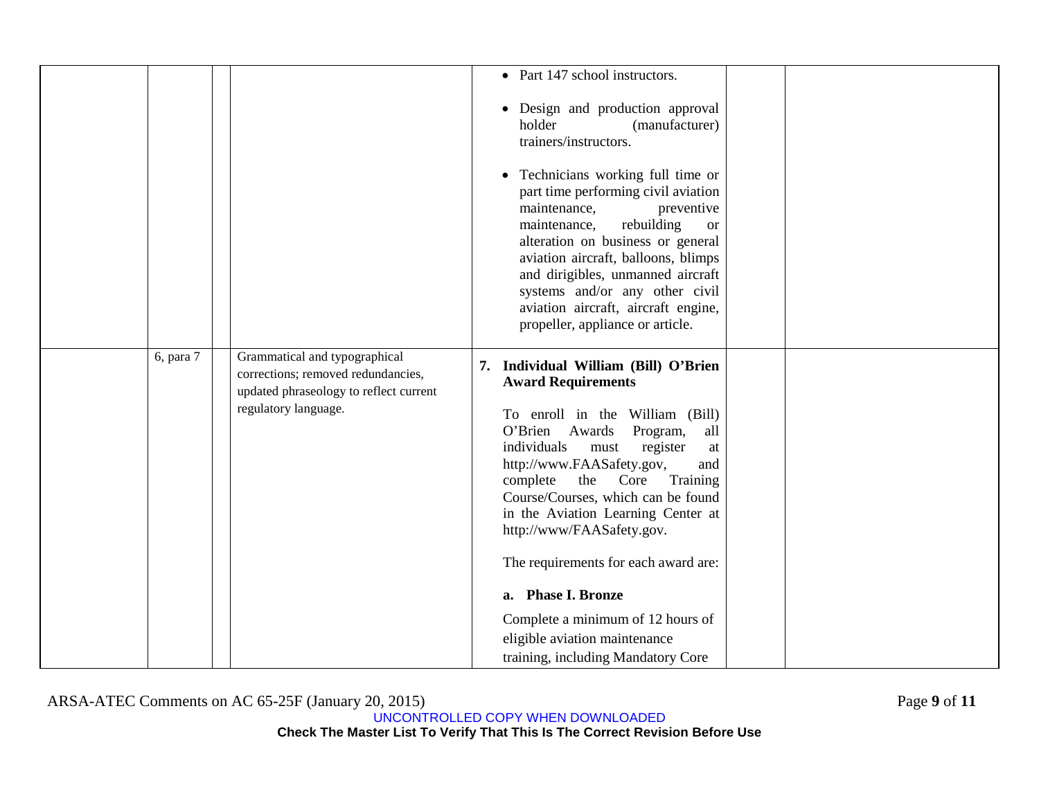| | | | | | | |
|---|---|---|---|---|---|---|
| | | | | • Part 147 school instructors.<br><br>• Design and production approval holder (manufacturer) trainers/instructors.<br><br>• Technicians working full time or part time performing civil aviation maintenance, preventive maintenance, rebuilding or alteration on business or general aviation aircraft, balloons, blimps and dirigibles, unmanned aircraft systems and/or any other civil aviation aircraft, aircraft engine, propeller, appliance or article. | | |
| | 6, para 7 | | Grammatical and typographical corrections; removed redundancies, updated phraseology to reflect current regulatory language. | **7. Individual William (Bill) O'Brien Award Requirements**<br><br>To enroll in the William (Bill) O'Brien Awards Program, all individuals must register at http://www.FAASafety.gov, and complete the Core Training Course/Courses, which can be found in the Aviation Learning Center at http://www/FAASafety.gov.<br><br>The requirements for each award are:<br><br>**a. Phase I. Bronze**<br><br>Complete a minimum of 12 hours of eligible aviation maintenance training, including Mandatory Core | | |

ARSA-ATEC Comments on AC 65-25F (January 20, 2015)

UNCONTROLLED COPY WHEN DOWNLOADED

**Check The Master List To Verify That This Is The Correct Revision Before Use**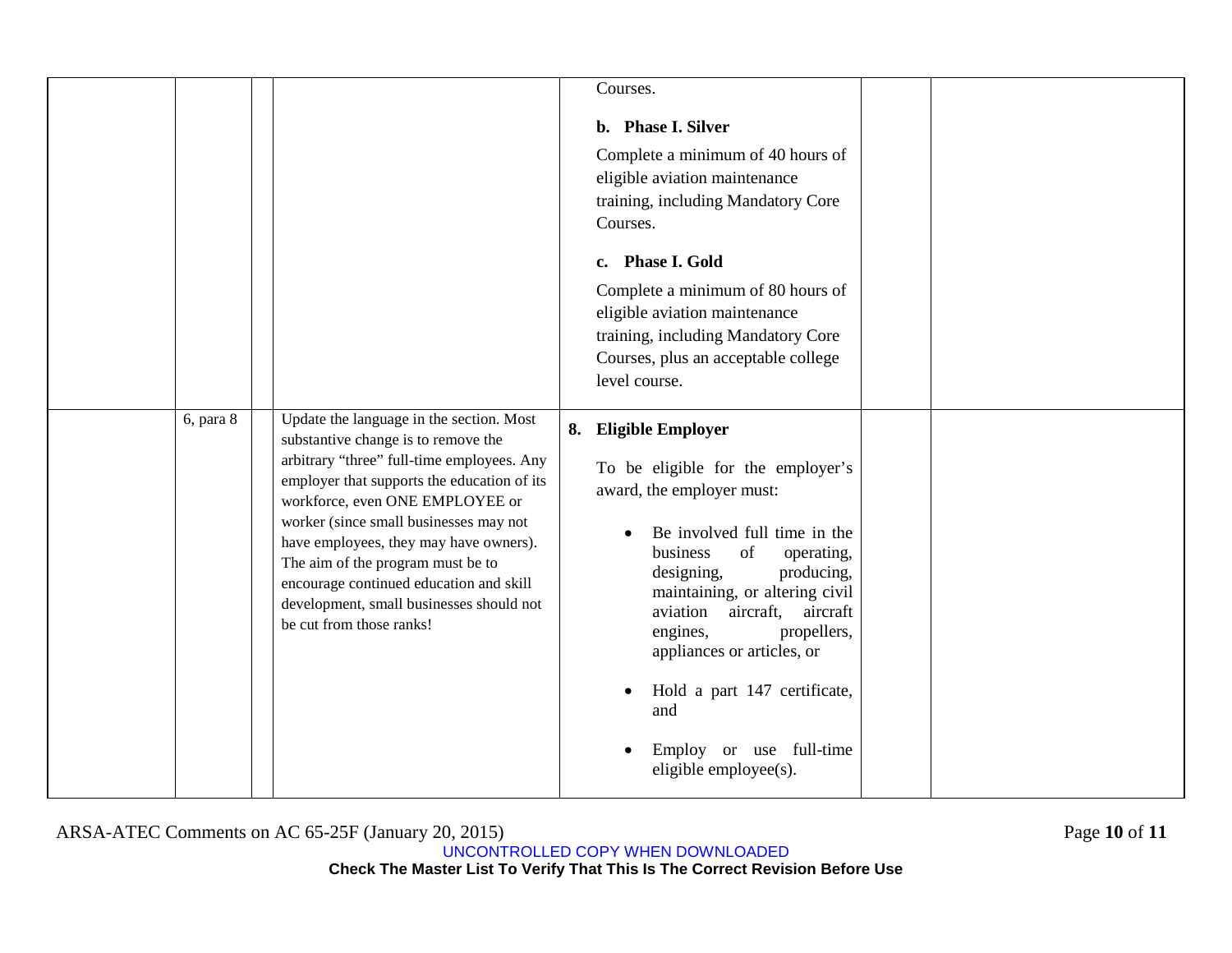| | | | | | | |
|---|---|---|---|---|---|---|
| | | | | Courses.<br><br>**b. Phase I. Silver**<br><br>Complete a minimum of 40 hours of eligible aviation maintenance training, including Mandatory Core Courses.<br><br>**c. Phase I. Gold**<br><br>Complete a minimum of 80 hours of eligible aviation maintenance training, including Mandatory Core Courses, plus an acceptable college level course. | | |
| | 6, para 8 | | Update the language in the section. Most substantive change is to remove the arbitrary "three" full-time employees. Any employer that supports the education of its workforce, even ONE EMPLOYEE or worker (since small businesses may not have employees, they may have owners). The aim of the program must be to encourage continued education and skill development, small businesses should not be cut from those ranks! | **8. Eligible Employer**<br><br>To be eligible for the employer's award, the employer must:<br><br>• Be involved full time in the business of operating, designing, producing, maintaining, or altering civil aviation aircraft, aircraft engines, propellers, appliances or articles, or<br><br>• Hold a part 147 certificate, and<br><br>• Employ or use full-time eligible employee(s). | | |

UNCONTROLLED COPY WHEN DOWNLOADED

**Check The Master List To Verify That This Is The Correct Revision Before Use**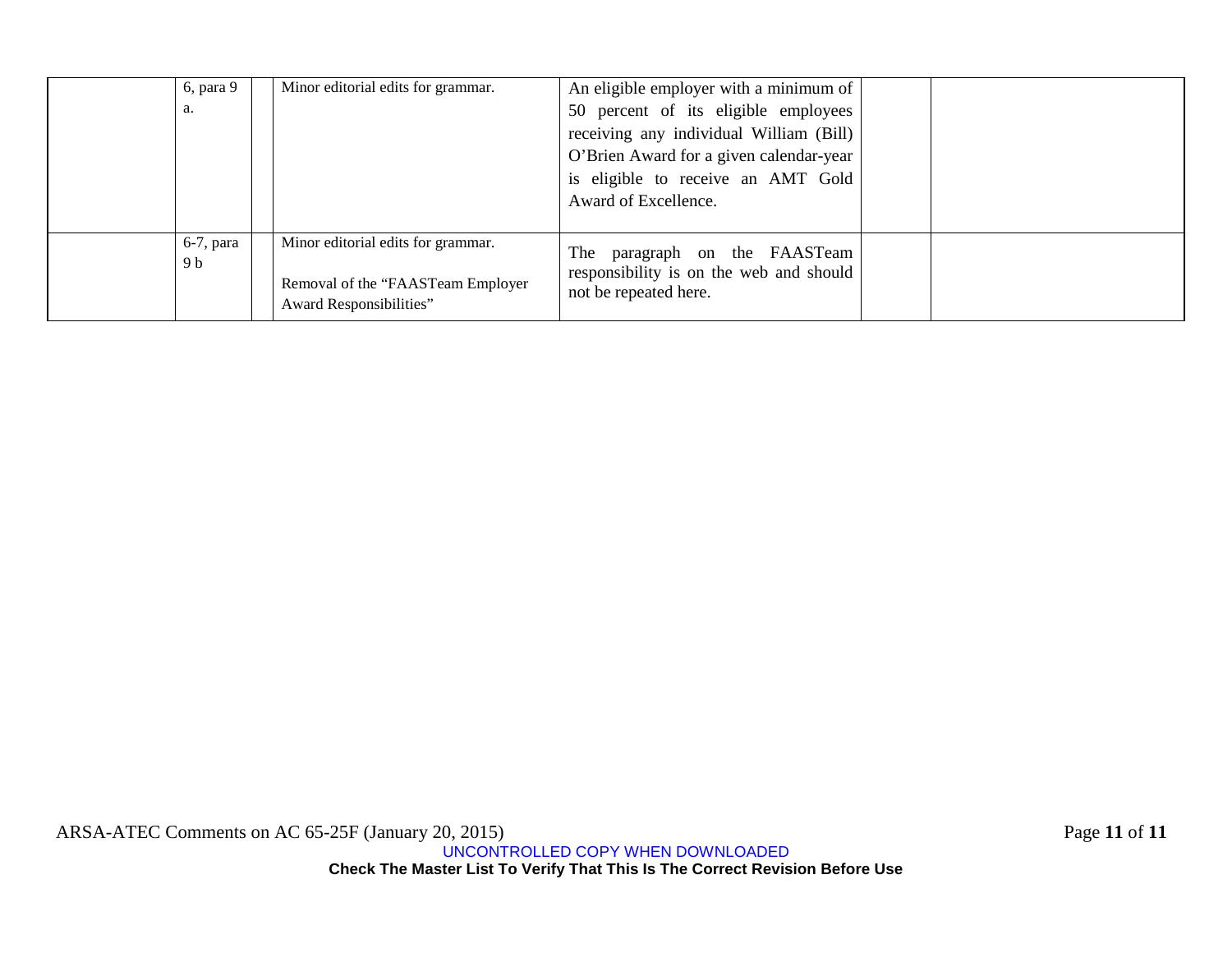|  | 6, para 9 a. |  | Minor editorial edits for grammar. | An eligible employer with a minimum of 50 percent of its eligible employees receiving any individual William (Bill) O'Brien Award for a given calendar-year is eligible to receive an AMT Gold Award of Excellence. |  |  |
|---|---|---|---|---|---|---|
|  | 6-7, para 9 b |  | Minor editorial edits for grammar.<br><br>Removal of the "FAASTeam Employer Award Responsibilities" | The paragraph on the FAASTeam responsibility is on the web and should not be repeated here. |  |  |

ARSA-ATEC Comments on AC 65-25F (January 20, 2015)

UNCONTROLLED COPY WHEN DOWNLOADED

**Check The Master List To Verify That This Is The Correct Revision Before Use**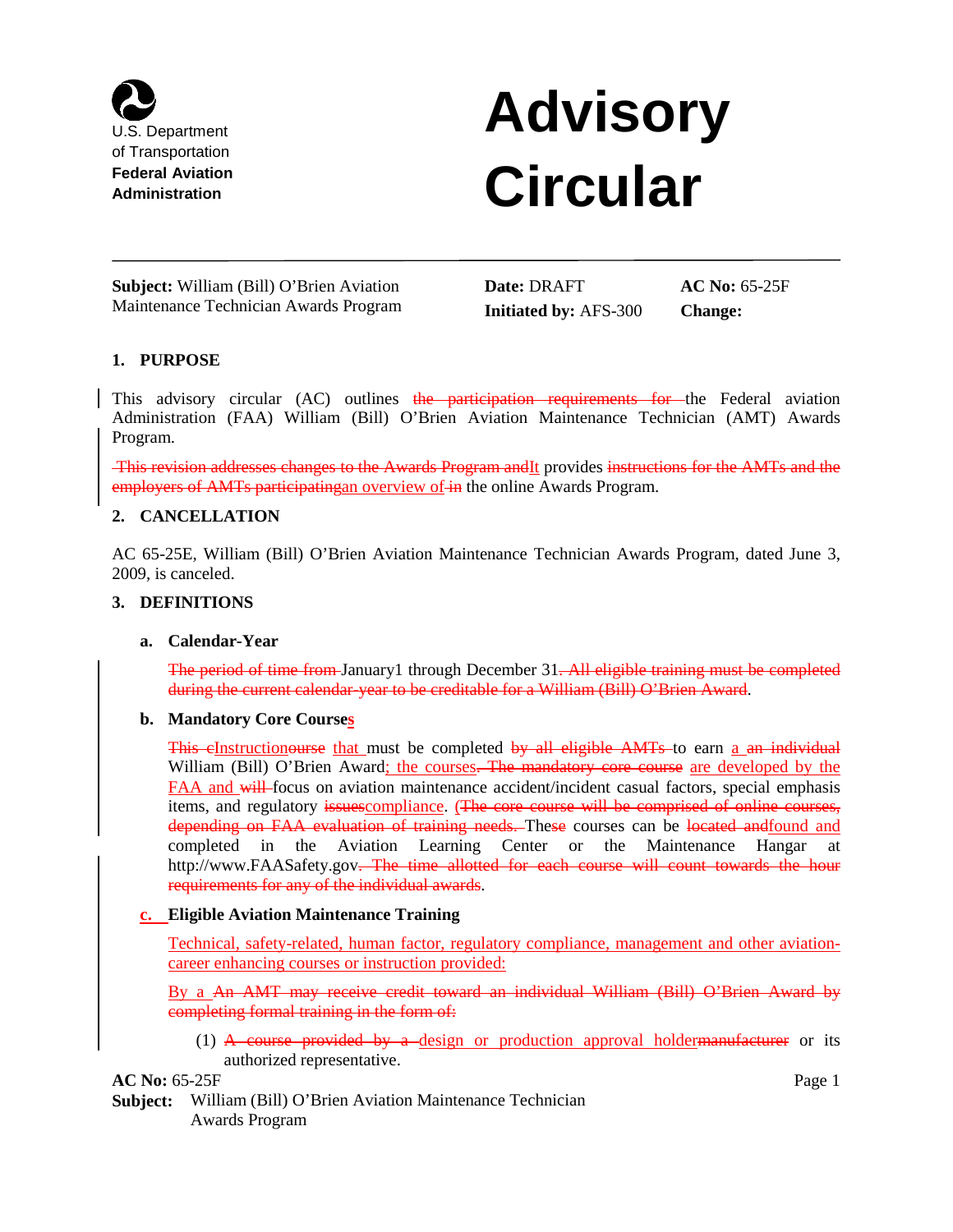U.S. Department of Transportation
**Federal Aviation Administration**

# Advisory Circular

**Subject:** William (Bill) O'Brien Aviation Maintenance Technician Awards Program

**Date:** DRAFT
**Initiated by:** AFS-300

**AC No:** 65-25F
**Change:**

## 1. PURPOSE

This advisory circular (AC) outlines ~~the participation requirements for~~ the Federal aviation Administration (FAA) William (Bill) O'Brien Aviation Maintenance Technician (AMT) Awards Program.

~~This revision addresses changes to the Awards Program and~~It provides ~~instructions for the AMTs and the employers of AMTs participating~~an overview of ~~in~~ the online Awards Program.

## 2. CANCELLATION

AC 65-25E, William (Bill) O'Brien Aviation Maintenance Technician Awards Program, dated June 3, 2009, is canceled.

## 3. DEFINITIONS

### a. Calendar-Year

~~The period of time from~~ January1 through December 31~~. All eligible training must be completed during the current calendar-year to be creditable for a William (Bill) O'Brien Award~~.

### b. Mandatory Core Courses

~~This c~~Instruction~~ourse~~ that must be completed ~~by all eligible AMTs~~ to earn a ~~an individual~~ William (Bill) O'Brien Award; the courses~~. The mandatory core course~~ are developed by the FAA and ~~will~~ focus on aviation maintenance accident/incident casual factors, special emphasis items, and regulatory ~~issues~~compliance. ~~(The core course will be comprised of online courses, depending on FAA evaluation of training needs.~~ These courses can be ~~located and~~found and completed in the Aviation Learning Center or the Maintenance Hangar at http://www.FAASafety.gov~~. The time allotted for each course will count towards the hour requirements for any of the individual awards~~.

### c. Eligible Aviation Maintenance Training

Technical, safety-related, human factor, regulatory compliance, management and other aviation-career enhancing courses or instruction provided:

By a ~~An AMT may receive credit toward an individual William (Bill) O'Brien Award by completing formal training in the form of:~~

(1) ~~A course provided by a~~ design or production approval holder~~manufacturer~~ or its authorized representative.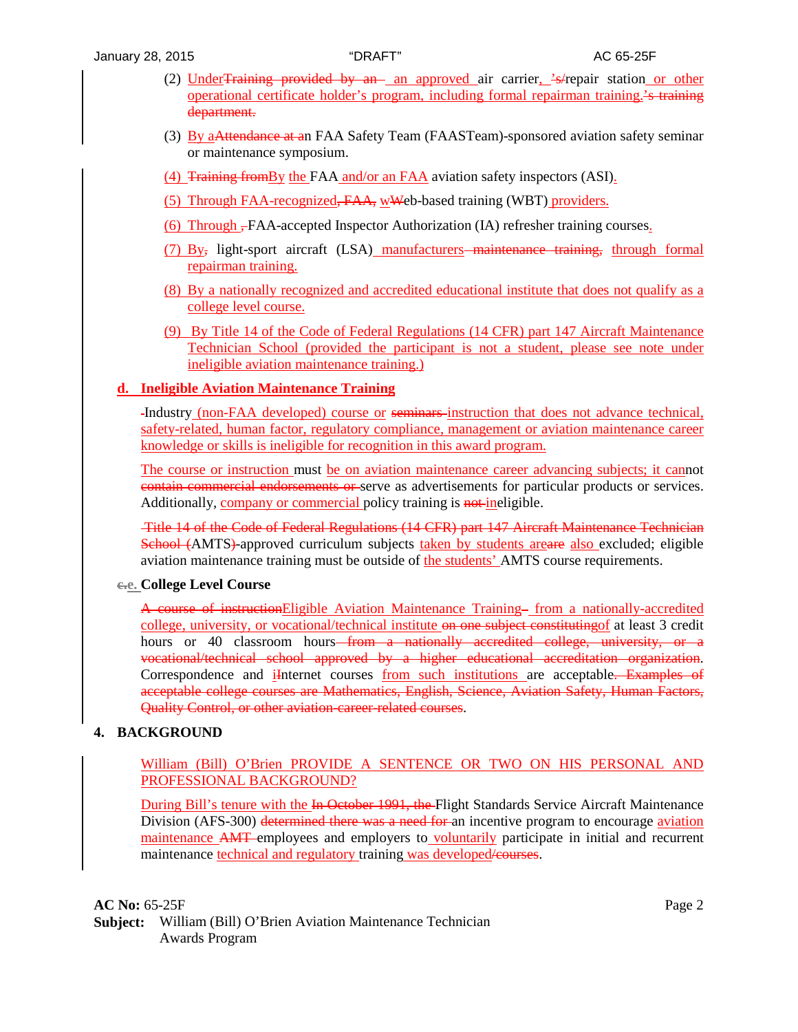(2) Under~~Training provided by an~~ an approved air carrier, ~~'s/~~repair station or other operational certificate holder's program, including formal repairman training.~~'s training department.~~

(3) By a~~Attendance at a~~n FAA Safety Team (FAASTeam)-sponsored aviation safety seminar or maintenance symposium.

(4) ~~Training from~~By the FAA and/or an FAA aviation safety inspectors (ASI).

(5) Through FAA-recognized~~, FAA,~~ w~~W~~eb-based training (WBT) providers.

(6) Through ~~,~~FAA-accepted Inspector Authorization (IA) refresher training courses.

(7) By~~,~~ light-sport aircraft (LSA) manufacturers~~ maintenance training,~~ through formal repairman training.

(8) By a nationally recognized and accredited educational institute that does not qualify as a college level course.

(9) By Title 14 of the Code of Federal Regulations (14 CFR) part 147 Aircraft Maintenance Technician School (provided the participant is not a student, please see note under ineligible aviation maintenance training.)

**d. Ineligible Aviation Maintenance Training**

~~-~~Industry (non-FAA developed) course or ~~seminars~~ instruction that does not advance technical, safety-related, human factor, regulatory compliance, management or aviation maintenance career knowledge or skills is ineligible for recognition in this award program.

The course or instruction must be on aviation maintenance career advancing subjects; it cannot ~~contain commercial endorsements or~~ serve as advertisements for particular products or services. Additionally, company or commercial policy training is ~~not~~ ineligible.

~~Title 14 of the Code of Federal Regulations (14 CFR) part 147 Aircraft Maintenance Technician School (~~AMTS~~)~~-approved curriculum subjects taken by students are~~are~~ also excluded; eligible aviation maintenance training must be outside of the students' AMTS course requirements.

**~~c.~~e. College Level Course**

~~A course of instruction~~Eligible Aviation Maintenance Training~~–~~ from a nationally-accredited college, university, or vocational/technical institute ~~on one subject constituting~~of at least 3 credit hours or 40 classroom hours~~ from a nationally accredited college, university, or a vocational/technical school approved by a higher educational accreditation organization~~. Correspondence and i~~I~~nternet courses from such institutions are acceptable~~. Examples of acceptable college courses are Mathematics, English, Science, Aviation Safety, Human Factors, Quality Control, or other aviation-career-related courses~~.

## 4. BACKGROUND

William (Bill) O'Brien PROVIDE A SENTENCE OR TWO ON HIS PERSONAL AND PROFESSIONAL BACKGROUND?

During Bill's tenure with the ~~In October 1991, the~~ Flight Standards Service Aircraft Maintenance Division (AFS-300) ~~determined there was a need for~~ an incentive program to encourage aviation maintenance ~~AMT~~ employees and employers to voluntarily participate in initial and recurrent maintenance technical and regulatory training was developed~~/courses~~.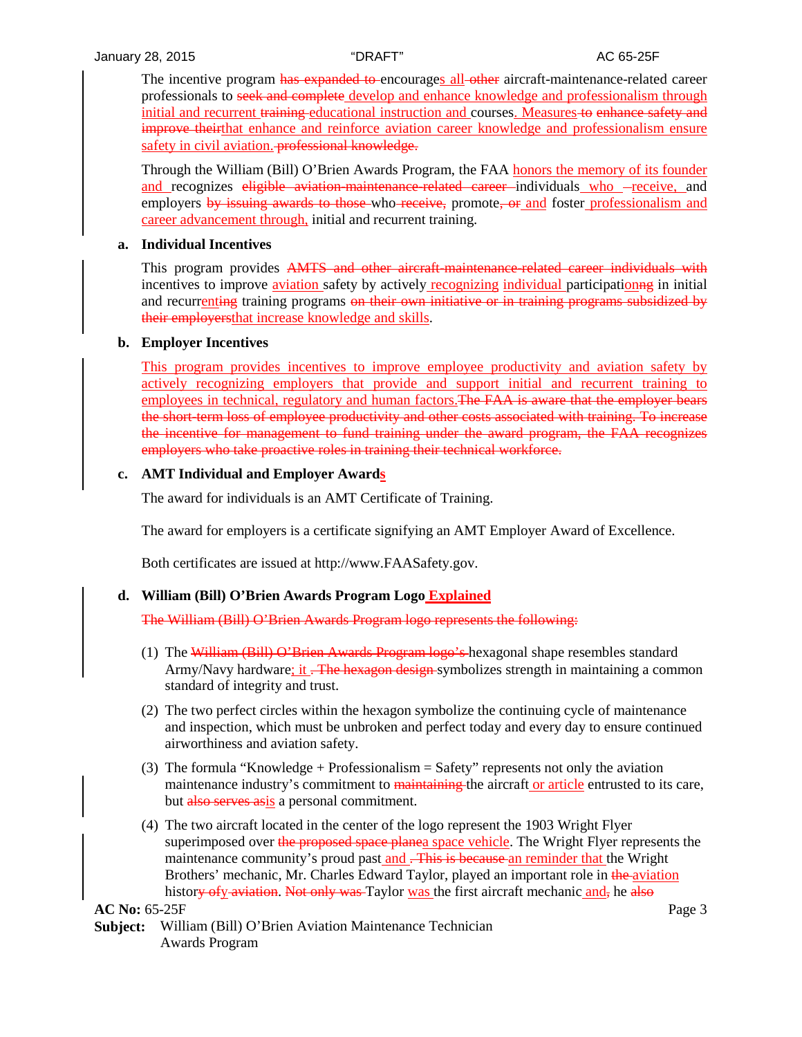The incentive program ~~has expanded to~~ encourages all ~~other~~ aircraft-maintenance-related career professionals to ~~seek and complete~~ develop and enhance knowledge and professionalism through initial and recurrent ~~training~~ educational instruction and courses. Measures ~~to~~ ~~enhance safety and improve their~~that enhance and reinforce aviation career knowledge and professionalism ensure safety in civil aviation. ~~professional knowledge.~~

Through the William (Bill) O'Brien Awards Program, the FAA honors the memory of its founder and recognizes ~~eligible aviation-maintenance-related career~~ individuals who ~~–~~receive, and employers ~~by issuing awards to those~~ who ~~receive,~~ promote~~, or~~ and foster professionalism and career advancement through, initial and recurrent training.

**a. Individual Incentives**

This program provides ~~AMTS and other aircraft-maintenance-related career individuals with~~ incentives to improve aviation safety by actively recognizing individual participation~~ng~~ in initial and recurrent~~ing~~ training programs ~~on their own initiative or in training programs subsidized by their employers~~that increase knowledge and skills.

**b. Employer Incentives**

This program provides incentives to improve employee productivity and aviation safety by actively recognizing employers that provide and support initial and recurrent training to employees in technical, regulatory and human factors.~~The FAA is aware that the employer bears the short-term loss of employee productivity and other costs associated with training. To increase the incentive for management to fund training under the award program, the FAA recognizes employers who take proactive roles in training their technical workforce.~~

**c. AMT Individual and Employer Awards**

The award for individuals is an AMT Certificate of Training.

The award for employers is a certificate signifying an AMT Employer Award of Excellence.

Both certificates are issued at http://www.FAASafety.gov.

**d. William (Bill) O'Brien Awards Program Logo Explained**

~~The William (Bill) O'Brien Awards Program logo represents the following:~~

(1) The ~~William (Bill) O'Brien Awards Program logo's~~ hexagonal shape resembles standard Army/Navy hardware; it ~~. The hexagon design~~ symbolizes strength in maintaining a common standard of integrity and trust.

(2) The two perfect circles within the hexagon symbolize the continuing cycle of maintenance and inspection, which must be unbroken and perfect today and every day to ensure continued airworthiness and aviation safety.

(3) The formula "Knowledge + Professionalism = Safety" represents not only the aviation maintenance industry's commitment to ~~maintaining~~ the aircraft or article entrusted to its care, but ~~also serves as~~is a personal commitment.

(4) The two aircraft located in the center of the logo represent the 1903 Wright Flyer superimposed over ~~the proposed space plane~~a space vehicle. The Wright Flyer represents the maintenance community's proud past and ~~. This is because~~ an reminder that the Wright Brothers' mechanic, Mr. Charles Edward Taylor, played an important role in ~~the~~ aviation histor~~y of~~y ~~aviation~~. ~~Not only was~~ Taylor was the first aircraft mechanic and~~,~~ he ~~also~~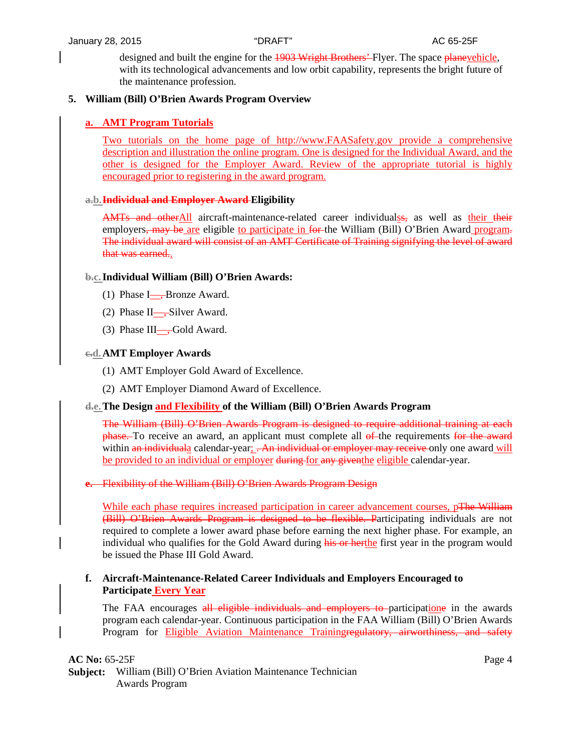designed and built the engine for the ~~1903 Wright Brothers'~~ Flyer. The space ~~plane~~vehicle, with its technological advancements and low orbit capability, represents the bright future of the maintenance profession.

**5. William (Bill) O'Brien Awards Program Overview**

**a. AMT Program Tutorials**

Two tutorials on the home page of http://www.FAASafety.gov provide a comprehensive description and illustration the online program. One is designed for the Individual Award, and the other is designed for the Employer Award. Review of the appropriate tutorial is highly encouraged prior to registering in the award program.

**~~a.~~b. ~~Individual and Employer Award~~ Eligibility**

~~AMTs and other~~All aircraft-maintenance-related career individuals~~s,~~ as well as their ~~their~~ employers~~, may be~~ are eligible to participate in ~~for~~ the William (Bill) O'Brien Award program~~.~~ ~~The individual award will consist of an AMT Certificate of Training signifying the level of award that was earned.~~.

**~~b.~~c. Individual William (Bill) O'Brien Awards:**

(1) Phase I—~~,~~ Bronze Award.

(2) Phase II—~~,~~ Silver Award.

(3) Phase III—~~,~~ Gold Award.

**~~c.~~d. AMT Employer Awards**

(1) AMT Employer Gold Award of Excellence.

(2) AMT Employer Diamond Award of Excellence.

**~~d.~~e. The Design and Flexibility of the William (Bill) O'Brien Awards Program**

~~The William (Bill) O'Brien Awards Program is designed to require additional training at each phase.~~ To receive an award, an applicant must complete all ~~of~~ the requirements ~~for the award~~ within ~~an individual~~a calendar-year; ~~. An individual or employer may receive~~ only one award will be provided to an individual or employer ~~during~~ for ~~any given~~the eligible calendar-year.

~~**e. Flexibility of the William (Bill) O'Brien Awards Program Design**~~

While each phase requires increased participation in career advancement courses, p~~The William (Bill) O'Brien Awards Program is designed to be flexible. P~~articipating individuals are not required to complete a lower award phase before earning the next higher phase. For example, an individual who qualifies for the Gold Award during ~~his or her~~the first year in the program would be issued the Phase III Gold Award.

**f. Aircraft-Maintenance-Related Career Individuals and Employers Encouraged to Participate Every Year**

The FAA encourages ~~all eligible individuals and employers to~~ participation~~e~~ in the awards program each calendar-year. Continuous participation in the FAA William (Bill) O'Brien Awards Program for Eligible Aviation Maintenance Training~~regulatory, airworthiness, and safety~~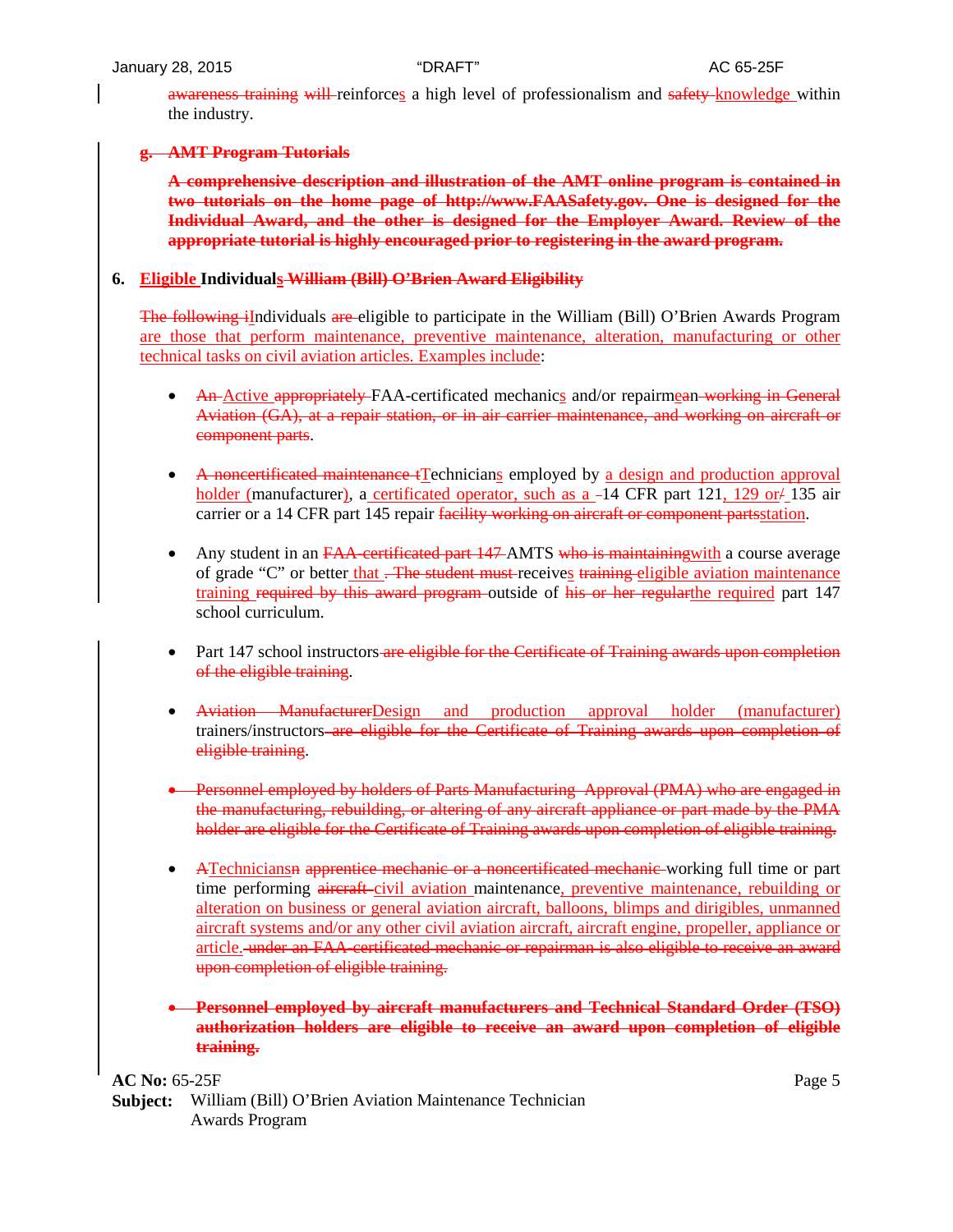~~awareness training~~ ~~will~~ reinforces a high level of professionalism and ~~safety~~ knowledge within the industry.

### ~~g. AMT Program Tutorials~~

**~~A comprehensive description and illustration of the AMT online program is contained in two tutorials on the home page of http://www.FAASafety.gov. One is designed for the Individual Award, and the other is designed for the Employer Award. Review of the appropriate tutorial is highly encouraged prior to registering in the award program.~~**

## 6. Eligible Individuals ~~William (Bill) O'Brien Award Eligibility~~

~~The following i~~Individuals ~~are~~ eligible to participate in the William (Bill) O'Brien Awards Program are those that perform maintenance, preventive maintenance, alteration, manufacturing or other technical tasks on civil aviation articles. Examples include:

- ~~An~~ Active ~~appropriately~~ FAA-certificated mechanics and/or repairm~~a~~en ~~working in General Aviation (GA), at a repair station, or in air carrier maintenance, and working on aircraft or component parts~~.

- ~~A noncertificated maintenance t~~Technicians employed by a design and production approval holder (manufacturer), a certificated operator, such as a ~~-~~14 CFR part 121, 129 or~~/~~ 135 air carrier or a 14 CFR part 145 repair ~~facility working on aircraft or component parts~~station.

- Any student in an ~~FAA-certificated part 147~~ AMTS ~~who is maintaining~~with a course average of grade "C" or better that ~~. The student must~~ receives ~~training~~ eligible aviation maintenance training ~~required by this award program~~ outside of ~~his or her regular~~the required part 147 school curriculum.

- Part 147 school instructors ~~are eligible for the Certificate of Training awards upon completion of the eligible training~~.

- ~~Aviation Manufacturer~~Design and production approval holder (manufacturer) trainers/instructors ~~are eligible for the Certificate of Training awards upon completion of eligible training~~.

- ~~Personnel employed by holders of Parts Manufacturing Approval (PMA) who are engaged in the manufacturing, rebuilding, or altering of any aircraft appliance or part made by the PMA holder are eligible for the Certificate of Training awards upon completion of eligible training.~~

- ~~A~~Technicians~~n~~ ~~apprentice mechanic or a noncertificated mechanic~~ working full time or part time performing ~~aircraft~~ civil aviation maintenance, preventive maintenance, rebuilding or alteration on business or general aviation aircraft, balloons, blimps and dirigibles, unmanned aircraft systems and/or any other civil aviation aircraft, aircraft engine, propeller, appliance or article. ~~under an FAA-certificated mechanic or repairman is also eligible to receive an award upon completion of eligible training.~~

- **~~Personnel employed by aircraft manufacturers and Technical Standard Order (TSO) authorization holders are eligible to receive an award upon completion of eligible training.~~**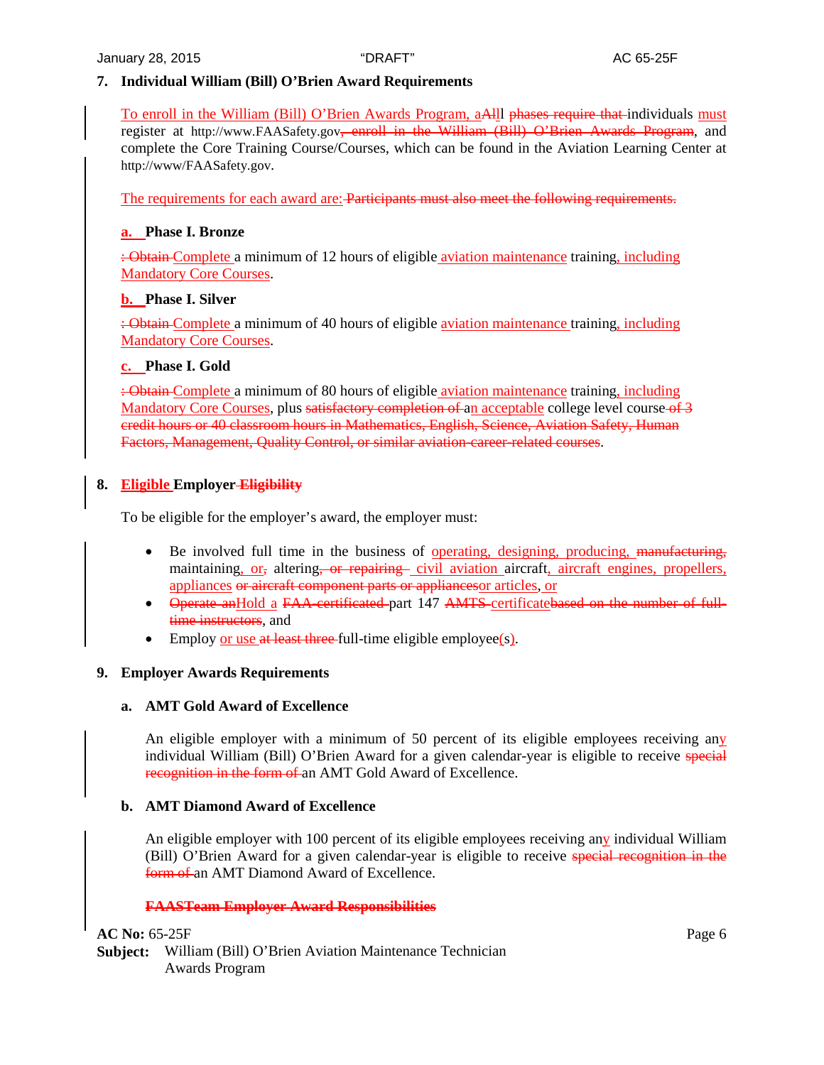## 7. Individual William (Bill) O'Brien Award Requirements

To enroll in the William (Bill) O'Brien Awards Program, aAlll ~~phases require that~~ individuals must register at http://www.FAASafety.gov~~, enroll in the William (Bill) O'Brien Awards Program~~, and complete the Core Training Course/Courses, which can be found in the Aviation Learning Center at http://www/FAASafety.gov.

The requirements for each award are: ~~Participants must also meet the following requirements.~~

### a. Phase I. Bronze

~~: Obtain~~ Complete a minimum of 12 hours of eligible aviation maintenance training, including Mandatory Core Courses.

### b. Phase I. Silver

~~: Obtain~~ Complete a minimum of 40 hours of eligible aviation maintenance training, including Mandatory Core Courses.

### c. Phase I. Gold

~~: Obtain~~ Complete a minimum of 80 hours of eligible aviation maintenance training, including Mandatory Core Courses, plus ~~satisfactory completion of~~ an acceptable college level course ~~of 3 credit hours or 40 classroom hours in Mathematics, English, Science, Aviation Safety, Human Factors, Management, Quality Control, or similar aviation-career-related courses~~.

## 8. Eligible Employer ~~Eligibility~~

To be eligible for the employer's award, the employer must:

- Be involved full time in the business of operating, designing, producing, ~~manufacturing,~~ maintaining, or~~,~~ altering~~, or repairing~~ civil aviation aircraft, aircraft engines, propellers, appliances ~~or aircraft component parts or appliances~~or articles, or
- ~~Operate an~~Hold a ~~FAA-certificated~~ part 147 ~~AMTS~~ certificate~~based on the number of full-time instructors~~, and
- Employ or use ~~at least three~~ full-time eligible employee(s).

## 9. Employer Awards Requirements

### a. AMT Gold Award of Excellence

An eligible employer with a minimum of 50 percent of its eligible employees receiving any individual William (Bill) O'Brien Award for a given calendar-year is eligible to receive ~~special recognition in the form of~~ an AMT Gold Award of Excellence.

### b. AMT Diamond Award of Excellence

An eligible employer with 100 percent of its eligible employees receiving any individual William (Bill) O'Brien Award for a given calendar-year is eligible to receive ~~special recognition in the form of~~ an AMT Diamond Award of Excellence.

~~**FAASTeam Employer Award Responsibilities**~~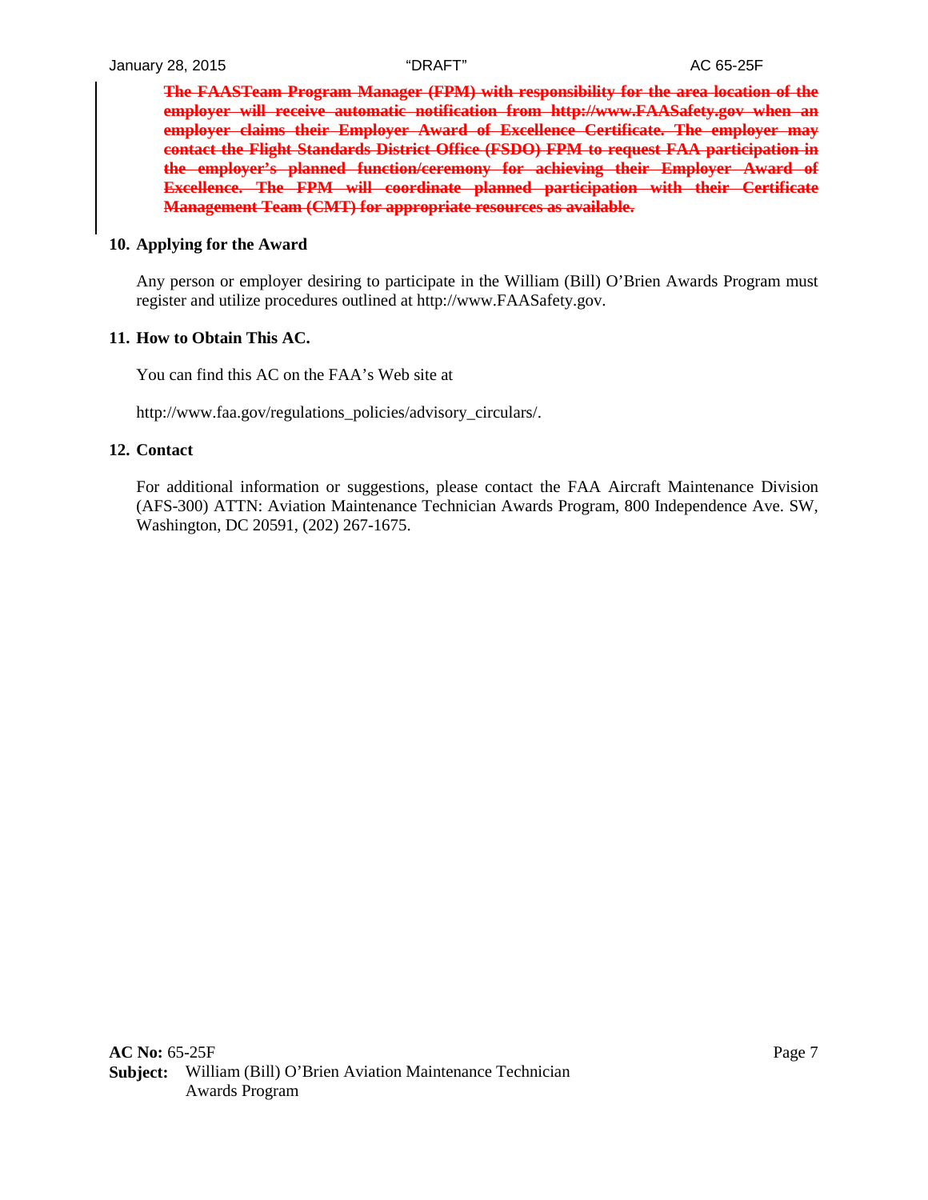~~**The FAASTeam Program Manager (FPM) with responsibility for the area location of the employer will receive automatic notification from http://www.FAASafety.gov when an employer claims their Employer Award of Excellence Certificate. The employer may contact the Flight Standards District Office (FSDO) FPM to request FAA participation in the employer's planned function/ceremony for achieving their Employer Award of Excellence. The FPM will coordinate planned participation with their Certificate Management Team (CMT) for appropriate resources as available.**~~

## 10. Applying for the Award

Any person or employer desiring to participate in the William (Bill) O'Brien Awards Program must register and utilize procedures outlined at http://www.FAASafety.gov.

## 11. How to Obtain This AC.

You can find this AC on the FAA's Web site at

http://www.faa.gov/regulations_policies/advisory_circulars/.

## 12. Contact

For additional information or suggestions, please contact the FAA Aircraft Maintenance Division (AFS-300) ATTN: Aviation Maintenance Technician Awards Program, 800 Independence Ave. SW, Washington, DC 20591, (202) 267-1675.